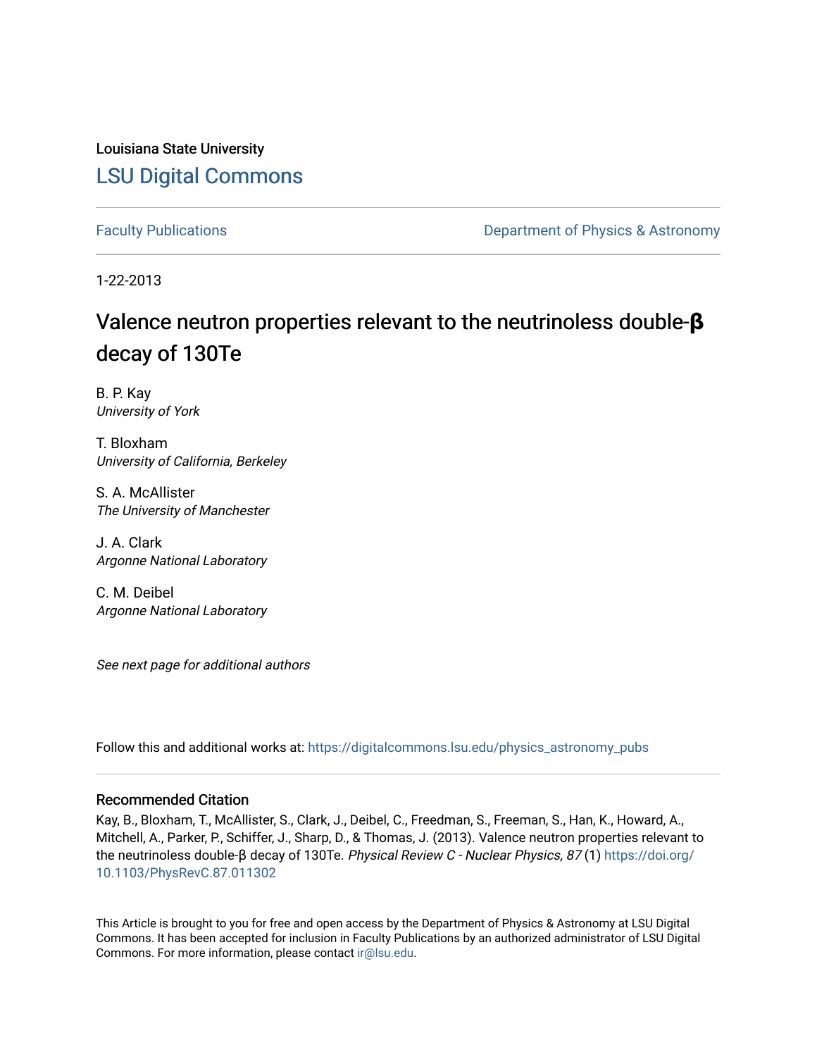Louisiana State University

# LSU Digital Commons

Faculty Publications

Department of Physics & Astronomy

1-22-2013

# Valence neutron properties relevant to the neutrinoless double-β decay of 130Te

B. P. Kay
*University of York*

T. Bloxham
*University of California, Berkeley*

S. A. McAllister
*The University of Manchester*

J. A. Clark
*Argonne National Laboratory*

C. M. Deibel
*Argonne National Laboratory*

*See next page for additional authors*

Follow this and additional works at: https://digitalcommons.lsu.edu/physics_astronomy_pubs

## Recommended Citation

Kay, B., Bloxham, T., McAllister, S., Clark, J., Deibel, C., Freedman, S., Freeman, S., Han, K., Howard, A., Mitchell, A., Parker, P., Schiffer, J., Sharp, D., & Thomas, J. (2013). Valence neutron properties relevant to the neutrinoless double-β decay of 130Te. *Physical Review C - Nuclear Physics, 87* (1) https://doi.org/10.1103/PhysRevC.87.011302

This Article is brought to you for free and open access by the Department of Physics & Astronomy at LSU Digital Commons. It has been accepted for inclusion in Faculty Publications by an authorized administrator of LSU Digital Commons. For more information, please contact ir@lsu.edu.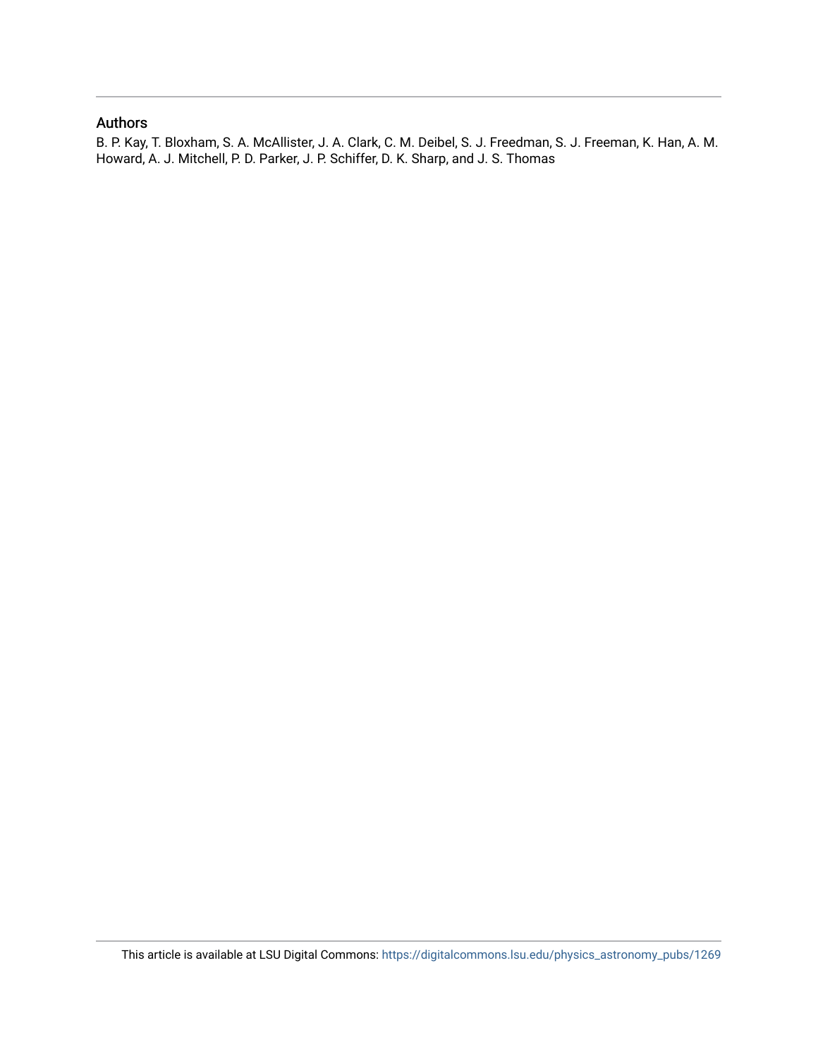## Authors

B. P. Kay, T. Bloxham, S. A. McAllister, J. A. Clark, C. M. Deibel, S. J. Freedman, S. J. Freeman, K. Han, A. M. Howard, A. J. Mitchell, P. D. Parker, J. P. Schiffer, D. K. Sharp, and J. S. Thomas

This article is available at LSU Digital Commons: https://digitalcommons.lsu.edu/physics_astronomy_pubs/1269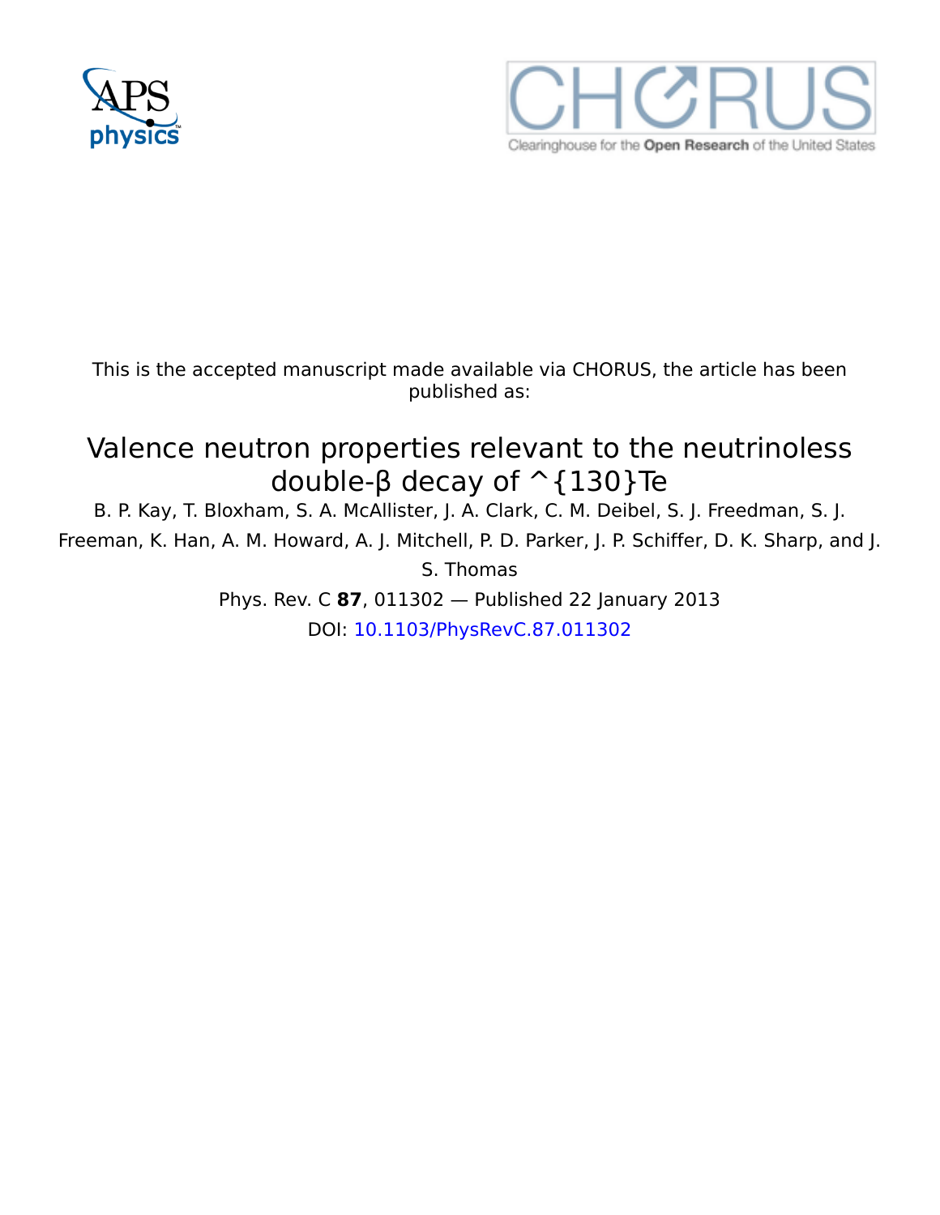This is the accepted manuscript made available via CHORUS, the article has been published as:

# Valence neutron properties relevant to the neutrinoless double-β decay of ^{130}Te

B. P. Kay, T. Bloxham, S. A. McAllister, J. A. Clark, C. M. Deibel, S. J. Freedman, S. J. Freeman, K. Han, A. M. Howard, A. J. Mitchell, P. D. Parker, J. P. Schiffer, D. K. Sharp, and J. S. Thomas

Phys. Rev. C **87**, 011302 — Published 22 January 2013

DOI: 10.1103/PhysRevC.87.011302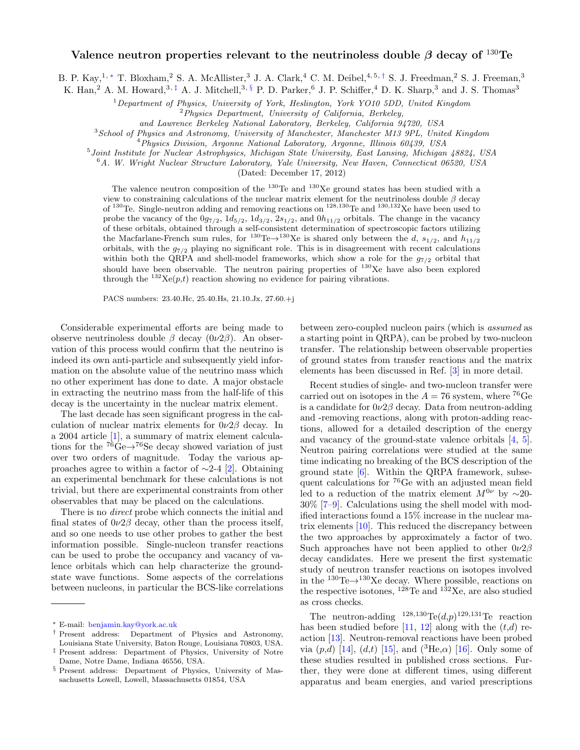# Valence neutron properties relevant to the neutrinoless double $\beta$ decay of $^{130}$Te

B. P. Kay,[1,*] T. Bloxham,[2] S. A. McAllister,[3] J. A. Clark,[4] C. M. Deibel,[4,5,†] S. J. Freedman,[2] S. J. Freeman,[3] K. Han,[2] A. M. Howard,[3,‡] A. J. Mitchell,[3,§] P. D. Parker,[6] J. P. Schiffer,[4] D. K. Sharp,[3] and J. S. Thomas[3]

[1]*Department of Physics, University of York, Heslington, York YO10 5DD, United Kingdom*
[2]*Physics Department, University of California, Berkeley, and Lawrence Berkeley National Laboratory, Berkeley, California 94720, USA*
[3]*School of Physics and Astronomy, University of Manchester, Manchester M13 9PL, United Kingdom*
[4]*Physics Division, Argonne National Laboratory, Argonne, Illinois 60439, USA*
[5]*Joint Institute for Nuclear Astrophysics, Michigan State University, East Lansing, Michigan 48824, USA*
[6]*A. W. Wright Nuclear Structure Laboratory, Yale University, New Haven, Connecticut 06520, USA*

(Dated: December 17, 2012)

The valence neutron composition of the $^{130}$Te and $^{130}$Xe ground states has been studied with a view to constraining calculations of the nuclear matrix element for the neutrinoless double $\beta$ decay of $^{130}$Te. Single-neutron adding and removing reactions on $^{128,130}$Te and $^{130,132}$Xe have been used to probe the vacancy of the $0g_{7/2}$, $1d_{5/2}$, $1d_{3/2}$, $2s_{1/2}$, and $0h_{11/2}$ orbitals. The change in the vacancy of these orbitals, obtained through a self-consistent determination of spectroscopic factors utilizing the Macfarlane-French sum rules, for $^{130}$Te$\rightarrow$$^{130}$Xe is shared only between the $d$, $s_{1/2}$, and $h_{11/2}$ orbitals, with the $g_{7/2}$ playing no significant role. This is in disagreement with recent calculations within both the QRPA and shell-model frameworks, which show a role for the $g_{7/2}$ orbital that should have been observable. The neutron pairing properties of $^{130}$Xe have also been explored through the $^{132}$Xe$(p,t)$ reaction showing no evidence for pairing vibrations.

PACS numbers: 23.40.Hc, 25.40.Hs, 21.10.Jx, 27.60.+j

Considerable experimental efforts are being made to observe neutrinoless double $\beta$ decay ($0\nu2\beta$). An observation of this process would confirm that the neutrino is indeed its own anti-particle and subsequently yield information on the absolute value of the neutrino mass which no other experiment has done to date. A major obstacle in extracting the neutrino mass from the half-life of this decay is the uncertainty in the nuclear matrix element.

The last decade has seen significant progress in the calculation of nuclear matrix elements for $0\nu2\beta$ decay. In a 2004 article [1], a summary of matrix element calculations for the $^{76}$Ge$\rightarrow$$^{76}$Se decay showed variation of just over two orders of magnitude. Today the various approaches agree to within a factor of $\sim$2-4 [2]. Obtaining an experimental benchmark for these calculations is not trivial, but there are experimental constraints from other observables that may be placed on the calculations.

There is no *direct* probe which connects the initial and final states of $0\nu2\beta$ decay, other than the process itself, and so one needs to use other probes to gather the best information possible. Single-nucleon transfer reactions can be used to probe the occupancy and vacancy of valence orbitals which can help characterize the ground-state wave functions. Some aspects of the correlations between nucleons, in particular the BCS-like correlations between zero-coupled nucleon pairs (which is *assumed* as a starting point in QRPA), can be probed by two-nucleon transfer. The relationship between observable properties of ground states from transfer reactions and the matrix elements has been discussed in Ref. [3] in more detail.

Recent studies of single- and two-nucleon transfer were carried out on isotopes in the $A = 76$ system, where $^{76}$Ge is a candidate for $0\nu2\beta$ decay. Data from neutron-adding and -removing reactions, along with proton-adding reactions, allowed for a detailed description of the energy and vacancy of the ground-state valence orbitals [4, 5]. Neutron pairing correlations were studied at the same time indicating no breaking of the BCS description of the ground state [6]. Within the QRPA framework, subsequent calculations for $^{76}$Ge with an adjusted mean field led to a reduction of the matrix element $M^{0\nu}$ by $\sim$20-30% [7–9]. Calculations using the shell model with modified interactions found a 15% increase in the nuclear matrix elements [10]. This reduced the discrepancy between the two approaches by approximately a factor of two. Such approaches have not been applied to other $0\nu2\beta$ decay candidates. Here we present the first systematic study of neutron transfer reactions on isotopes involved in the $^{130}$Te$\rightarrow$$^{130}$Xe decay. Where possible, reactions on the respective isotones, $^{128}$Te and $^{132}$Xe, are also studied as cross checks.

The neutron-adding $^{128,130}$Te$(d,p)$$^{129,131}$Te reaction has been studied before [11, 12] along with the $(t,d)$ reaction [13]. Neutron-removal reactions have been probed via $(p,d)$ [14], $(d,t)$ [15], and $(^3$He$,\alpha)$ [16]. Only some of these studies resulted in published cross sections. Further, they were done at different times, using different apparatus and beam energies, and varied prescriptions

---

\* E-mail: benjamin.kay@york.ac.uk
† Present address: Department of Physics and Astronomy, Louisiana State University, Baton Rouge, Louisiana 70803, USA.
‡ Present address: Department of Physics, University of Notre Dame, Notre Dame, Indiana 46556, USA.
§ Present address: Department of Physics, University of Massachusetts Lowell, Lowell, Massachusetts 01854, USA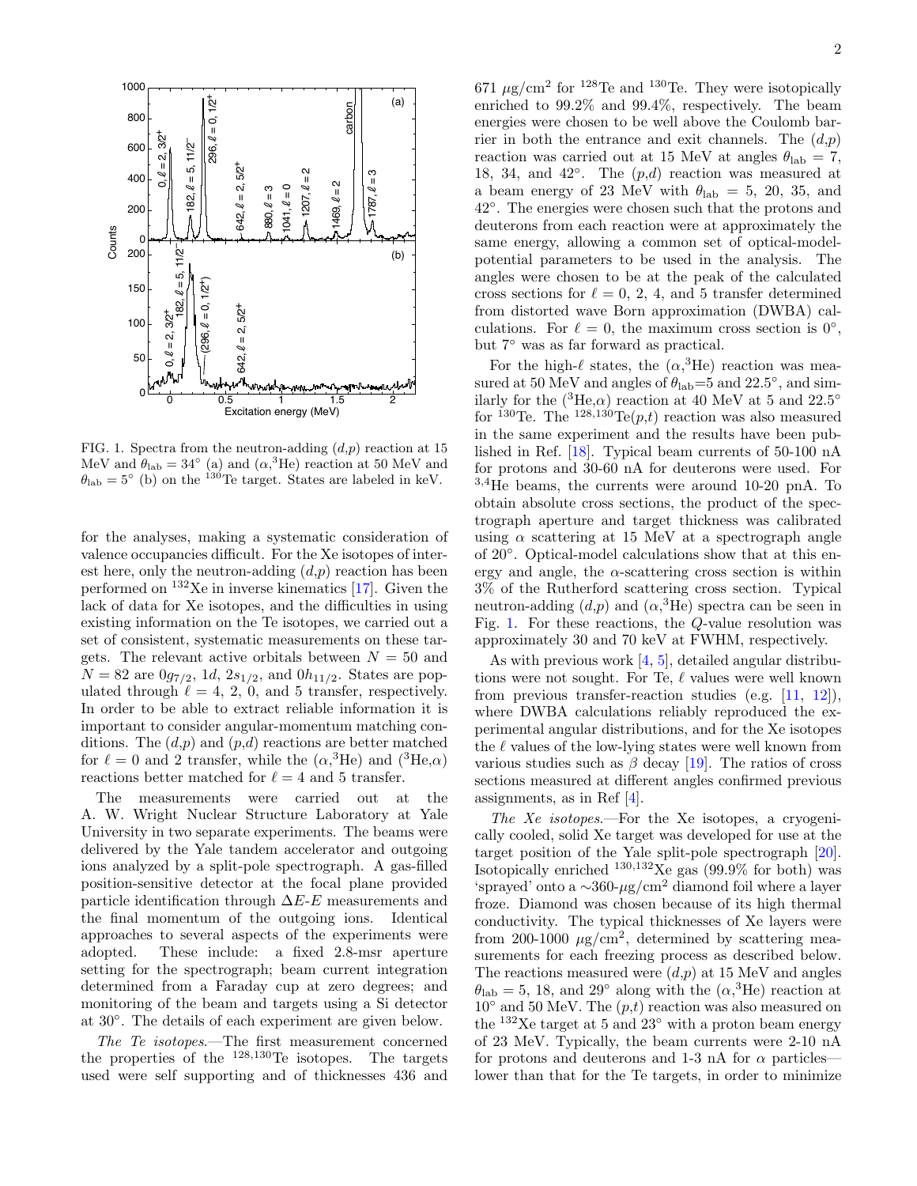FIG. 1. Spectra from the neutron-adding $(d,p)$ reaction at 15 MeV and $\theta_{\rm lab} = 34^\circ$ (a) and $(\alpha,{}^3\text{He})$ reaction at 50 MeV and $\theta_{\rm lab} = 5^\circ$ (b) on the $^{130}$Te target. States are labeled in keV.

for the analyses, making a systematic consideration of valence occupancies difficult. For the Xe isotopes of interest here, only the neutron-adding $(d,p)$ reaction has been performed on $^{132}$Xe in inverse kinematics [17]. Given the lack of data for Xe isotopes, and the difficulties in using existing information on the Te isotopes, we carried out a set of consistent, systematic measurements on these targets. The relevant active orbitals between $N = 50$ and $N = 82$ are $0g_{7/2}$, $1d$, $2s_{1/2}$, and $0h_{11/2}$. States are populated through $\ell = 4$, 2, 0, and 5 transfer, respectively. In order to be able to extract reliable information it is important to consider angular-momentum matching conditions. The $(d,p)$ and $(p,d)$ reactions are better matched for $\ell = 0$ and 2 transfer, while the $(\alpha,{}^3\text{He})$ and $({}^3\text{He},\alpha)$ reactions better matched for $\ell = 4$ and 5 transfer.

The measurements were carried out at the A. W. Wright Nuclear Structure Laboratory at Yale University in two separate experiments. The beams were delivered by the Yale tandem accelerator and outgoing ions analyzed by a split-pole spectrograph. A gas-filled position-sensitive detector at the focal plane provided particle identification through $\Delta E$-$E$ measurements and the final momentum of the outgoing ions. Identical approaches to several aspects of the experiments were adopted. These include: a fixed 2.8-msr aperture setting for the spectrograph; beam current integration determined from a Faraday cup at zero degrees; and monitoring of the beam and targets using a Si detector at 30°. The details of each experiment are given below.

*The Te isotopes.*—The first measurement concerned the properties of the $^{128,130}$Te isotopes. The targets used were self supporting and of thicknesses 436 and 671 $\mu$g/cm$^2$ for $^{128}$Te and $^{130}$Te. They were isotopically enriched to 99.2% and 99.4%, respectively. The beam energies were chosen to be well above the Coulomb barrier in both the entrance and exit channels. The $(d,p)$ reaction was carried out at 15 MeV at angles $\theta_{\rm lab} = 7$, 18, 34, and 42°. The $(p,d)$ reaction was measured at a beam energy of 23 MeV with $\theta_{\rm lab} = 5$, 20, 35, and 42°. The energies were chosen such that the protons and deuterons from each reaction were at approximately the same energy, allowing a common set of optical-model-potential parameters to be used in the analysis. The angles were chosen to be at the peak of the calculated cross sections for $\ell = 0$, 2, 4, and 5 transfer determined from distorted wave Born approximation (DWBA) calculations. For $\ell = 0$, the maximum cross section is 0°, but 7° was as far forward as practical.

For the high-$\ell$ states, the $(\alpha,{}^3\text{He})$ reaction was measured at 50 MeV and angles of $\theta_{\rm lab}$=5 and 22.5°, and similarly for the $({}^3\text{He},\alpha)$ reaction at 40 MeV at 5 and 22.5° for $^{130}$Te. The $^{128,130}$Te$(p,t)$ reaction was also measured in the same experiment and the results have been published in Ref. [18]. Typical beam currents of 50-100 nA for protons and 30-60 nA for deuterons were used. For $^{3,4}$He beams, the currents were around 10-20 pnA. To obtain absolute cross sections, the product of the spectrograph aperture and target thickness was calibrated using $\alpha$ scattering at 15 MeV at a spectrograph angle of 20°. Optical-model calculations show that at this energy and angle, the $\alpha$-scattering cross section is within 3% of the Rutherford scattering cross section. Typical neutron-adding $(d,p)$ and $(\alpha,{}^3\text{He})$ spectra can be seen in Fig. 1. For these reactions, the $Q$-value resolution was approximately 30 and 70 keV at FWHM, respectively.

As with previous work [4, 5], detailed angular distributions were not sought. For Te, $\ell$ values were well known from previous transfer-reaction studies (e.g. [11, 12]), where DWBA calculations reliably reproduced the experimental angular distributions, and for the Xe isotopes the $\ell$ values of the low-lying states were well known from various studies such as $\beta$ decay [19]. The ratios of cross sections measured at different angles confirmed previous assignments, as in Ref [4].

*The Xe isotopes.*—For the Xe isotopes, a cryogenically cooled, solid Xe target was developed for use at the target position of the Yale split-pole spectrograph [20]. Isotopically enriched $^{130,132}$Xe gas (99.9% for both) was 'sprayed' onto a ∼360-$\mu$g/cm$^2$ diamond foil where a layer froze. Diamond was chosen because of its high thermal conductivity. The typical thicknesses of Xe layers were from 200-1000 $\mu$g/cm$^2$, determined by scattering measurements for each freezing process as described below. The reactions measured were $(d,p)$ at 15 MeV and angles $\theta_{\rm lab} = 5$, 18, and 29° along with the $(\alpha,{}^3\text{He})$ reaction at 10° and 50 MeV. The $(p,t)$ reaction was also measured on the $^{132}$Xe target at 5 and 23° with a proton beam energy of 23 MeV. Typically, the beam currents were 2-10 nA for protons and deuterons and 1-3 nA for $\alpha$ particles—lower than that for the Te targets, in order to minimize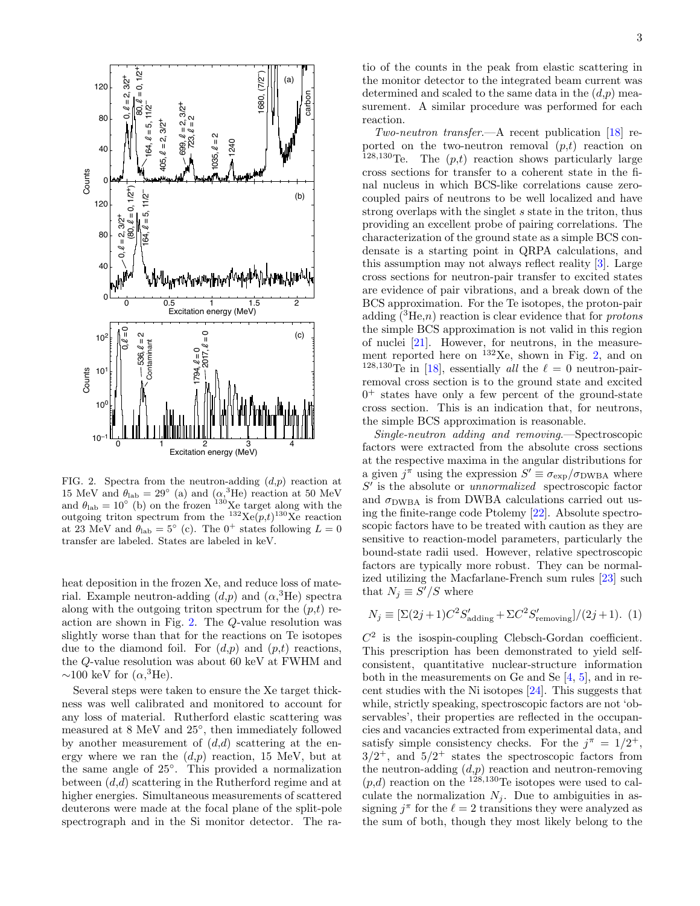FIG. 2. Spectra from the neutron-adding $(d,p)$ reaction at 15 MeV and $\theta_{\rm lab} = 29^{\circ}$ (a) and $(\alpha,{}^{3}\text{He})$ reaction at 50 MeV and $\theta_{\rm lab} = 10^{\circ}$ (b) on the frozen ${}^{130}$Xe target along with the outgoing triton spectrum from the ${}^{132}\text{Xe}(p,t){}^{130}\text{Xe}$ reaction at 23 MeV and $\theta_{\rm lab} = 5^{\circ}$ (c). The $0^{+}$ states following $L = 0$ transfer are labeled. States are labeled in keV.

heat deposition in the frozen Xe, and reduce loss of material. Example neutron-adding $(d,p)$ and $(\alpha,{}^{3}\text{He})$ spectra along with the outgoing triton spectrum for the $(p,t)$ reaction are shown in Fig. 2. The $Q$-value resolution was slightly worse than that for the reactions on Te isotopes due to the diamond foil. For $(d,p)$ and $(p,t)$ reactions, the $Q$-value resolution was about 60 keV at FWHM and $\sim$100 keV for $(\alpha,{}^{3}\text{He})$.

Several steps were taken to ensure the Xe target thickness was well calibrated and monitored to account for any loss of material. Rutherford elastic scattering was measured at 8 MeV and $25^{\circ}$, then immediately followed by another measurement of $(d,d)$ scattering at the energy where we ran the $(d,p)$ reaction, 15 MeV, but at the same angle of $25^{\circ}$. This provided a normalization between $(d,d)$ scattering in the Rutherford regime and at higher energies. Simultaneous measurements of scattered deuterons were made at the focal plane of the split-pole spectrograph and in the Si monitor detector. The ratio of the counts in the peak from elastic scattering in the monitor detector to the integrated beam current was determined and scaled to the same data in the $(d,p)$ measurement. A similar procedure was performed for each reaction.

*Two-neutron transfer.*—A recent publication [18] reported on the two-neutron removal $(p,t)$ reaction on ${}^{128,130}$Te. The $(p,t)$ reaction shows particularly large cross sections for transfer to a coherent state in the final nucleus in which BCS-like correlations cause zero-coupled pairs of neutrons to be well localized and have strong overlaps with the singlet $s$ state in the triton, thus providing an excellent probe of pairing correlations. The characterization of the ground state as a simple BCS condensate is a starting point in QRPA calculations, and this assumption may not always reflect reality [3]. Large cross sections for neutron-pair transfer to excited states are evidence of pair vibrations, and a break down of the BCS approximation. For the Te isotopes, the proton-pair adding $({}^{3}\text{He},n)$ reaction is clear evidence that for *protons* the simple BCS approximation is not valid in this region of nuclei [21]. However, for neutrons, in the measurement reported here on ${}^{132}$Xe, shown in Fig. 2, and on ${}^{128,130}$Te in [18], essentially *all* the $\ell = 0$ neutron-pair-removal cross section is to the ground state and excited $0^{+}$ states have only a few percent of the ground-state cross section. This is an indication that, for neutrons, the simple BCS approximation is reasonable.

*Single-neutron adding and removing.*—Spectroscopic factors were extracted from the absolute cross sections at the respective maxima in the angular distributions for a given $j^{\pi}$ using the expression $S' \equiv \sigma_{\rm exp}/\sigma_{\rm DWBA}$ where $S'$ is the absolute or *unnormalized* spectroscopic factor and $\sigma_{\rm DWBA}$ is from DWBA calculations carried out using the finite-range code Ptolemy [22]. Absolute spectroscopic factors have to be treated with caution as they are sensitive to reaction-model parameters, particularly the bound-state radii used. However, relative spectroscopic factors are typically more robust. They can be normalized utilizing the Macfarlane-French sum rules [23] such that $N_j \equiv S'/S$ where

$$N_j \equiv [\Sigma(2j+1)C^2 S'_{\rm adding} + \Sigma C^2 S'_{\rm removing}]/(2j+1). \quad (1)$$

$C^2$ is the isospin-coupling Clebsch-Gordan coefficient. This prescription has been demonstrated to yield self-consistent, quantitative nuclear-structure information both in the measurements on Ge and Se [4, 5], and in recent studies with the Ni isotopes [24]. This suggests that while, strictly speaking, spectroscopic factors are not 'observables', their properties are reflected in the occupancies and vacancies extracted from experimental data, and satisfy simple consistency checks. For the $j^{\pi} = 1/2^{+}$, $3/2^{+}$, and $5/2^{+}$ states the spectroscopic factors from the neutron-adding $(d,p)$ reaction and neutron-removing $(p,d)$ reaction on the ${}^{128,130}$Te isotopes were used to calculate the normalization $N_j$. Due to ambiguities in assigning $j^{\pi}$ for the $\ell = 2$ transitions they were analyzed as the sum of both, though they most likely belong to the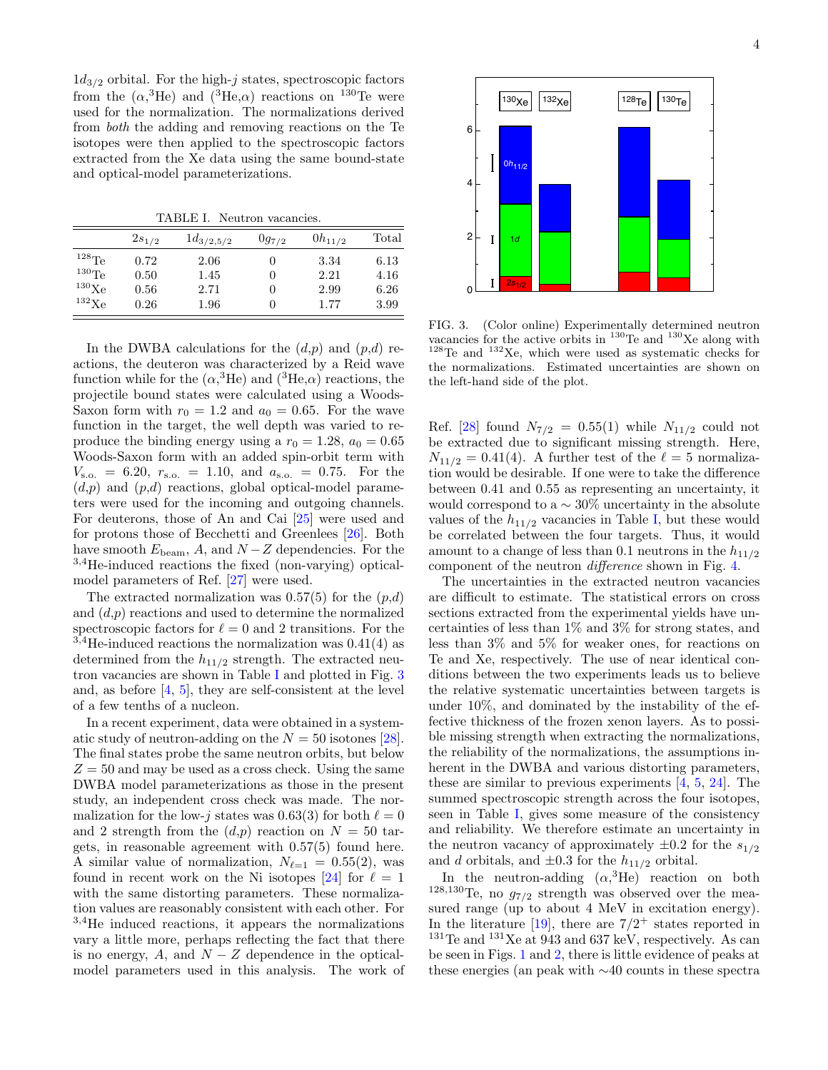$1d_{3/2}$ orbital. For the high-$j$ states, spectroscopic factors from the ($\alpha$,$^{3}$He) and ($^{3}$He,$\alpha$) reactions on $^{130}$Te were used for the normalization. The normalizations derived from *both* the adding and removing reactions on the Te isotopes were then applied to the spectroscopic factors extracted from the Xe data using the same bound-state and optical-model parameterizations.

TABLE I. Neutron vacancies.

| | $2s_{1/2}$ | $1d_{3/2,5/2}$ | $0g_{7/2}$ | $0h_{11/2}$ | Total |
|---|---|---|---|---|---|
| $^{128}$Te | 0.72 | 2.06 | 0 | 3.34 | 6.13 |
| $^{130}$Te | 0.50 | 1.45 | 0 | 2.21 | 4.16 |
| $^{130}$Xe | 0.56 | 2.71 | 0 | 2.99 | 6.26 |
| $^{132}$Xe | 0.26 | 1.96 | 0 | 1.77 | 3.99 |

In the DWBA calculations for the ($d$,$p$) and ($p$,$d$) reactions, the deuteron was characterized by a Reid wave function while for the ($\alpha$,$^{3}$He) and ($^{3}$He,$\alpha$) reactions, the projectile bound states were calculated using a Woods-Saxon form with $r_0 = 1.2$ and $a_0 = 0.65$. For the wave function in the target, the well depth was varied to reproduce the binding energy using a $r_0 = 1.28$, $a_0 = 0.65$ Woods-Saxon form with an added spin-orbit term with $V_{\text{s.o.}} = 6.20$, $r_{\text{s.o.}} = 1.10$, and $a_{\text{s.o.}} = 0.75$. For the ($d$,$p$) and ($p$,$d$) reactions, global optical-model parameters were used for the incoming and outgoing channels. For deuterons, those of An and Cai [25] were used and for protons those of Becchetti and Greenlees [26]. Both have smooth $E_{\text{beam}}$, $A$, and $N-Z$ dependencies. For the $^{3,4}$He-induced reactions the fixed (non-varying) optical-model parameters of Ref. [27] were used.

The extracted normalization was 0.57(5) for the ($p$,$d$) and ($d$,$p$) reactions and used to determine the normalized spectroscopic factors for $\ell = 0$ and 2 transitions. For the $^{3,4}$He-induced reactions the normalization was 0.41(4) as determined from the $h_{11/2}$ strength. The extracted neutron vacancies are shown in Table I and plotted in Fig. 3 and, as before [4, 5], they are self-consistent at the level of a few tenths of a nucleon.

In a recent experiment, data were obtained in a systematic study of neutron-adding on the $N = 50$ isotones [28]. The final states probe the same neutron orbits, but below $Z = 50$ and may be used as a cross check. Using the same DWBA model parameterizations as those in the present study, an independent cross check was made. The normalization for the low-$j$ states was 0.63(3) for both $\ell = 0$ and 2 strength from the ($d$,$p$) reaction on $N = 50$ targets, in reasonable agreement with 0.57(5) found here. A similar value of normalization, $N_{\ell=1} = 0.55(2)$, was found in recent work on the Ni isotopes [24] for $\ell = 1$ with the same distorting parameters. These normalization values are reasonably consistent with each other. For $^{3,4}$He induced reactions, it appears the normalizations vary a little more, perhaps reflecting the fact that there is no energy, $A$, and $N-Z$ dependence in the optical-model parameters used in this analysis. The work of Ref. [28] found $N_{7/2} = 0.55(1)$ while $N_{11/2}$ could not be extracted due to significant missing strength. Here, $N_{11/2} = 0.41(4)$. A further test of the $\ell = 5$ normalization would be desirable. If one were to take the difference between 0.41 and 0.55 as representing an uncertainty, it would correspond to a $\sim 30\%$ uncertainty in the absolute values of the $h_{11/2}$ vacancies in Table I, but these would be correlated between the four targets. Thus, it would amount to a change of less than 0.1 neutrons in the $h_{11/2}$ component of the neutron *difference* shown in Fig. 4.

FIG. 3. (Color online) Experimentally determined neutron vacancies for the active orbits in $^{130}$Te and $^{130}$Xe along with $^{128}$Te and $^{132}$Xe, which were used as systematic checks for the normalizations. Estimated uncertainties are shown on the left-hand side of the plot.

The uncertainties in the extracted neutron vacancies are difficult to estimate. The statistical errors on cross sections extracted from the experimental yields have uncertainties of less than 1% and 3% for strong states, and less than 3% and 5% for weaker ones, for reactions on Te and Xe, respectively. The use of near identical conditions between the two experiments leads us to believe the relative systematic uncertainties between targets is under 10%, and dominated by the instability of the effective thickness of the frozen xenon layers. As to possible missing strength when extracting the normalizations, the reliability of the normalizations, the assumptions inherent in the DWBA and various distorting parameters, these are similar to previous experiments [4, 5, 24]. The summed spectroscopic strength across the four isotopes, seen in Table I, gives some measure of the consistency and reliability. We therefore estimate an uncertainty in the neutron vacancy of approximately $\pm 0.2$ for the $s_{1/2}$ and $d$ orbitals, and $\pm 0.3$ for the $h_{11/2}$ orbital.

In the neutron-adding ($\alpha$,$^{3}$He) reaction on both $^{128,130}$Te, no $g_{7/2}$ strength was observed over the measured range (up to about 4 MeV in excitation energy). In the literature [19], there are $7/2^{+}$ states reported in $^{131}$Te and $^{131}$Xe at 943 and 637 keV, respectively. As can be seen in Figs. 1 and 2, there is little evidence of peaks at these energies (an peak with $\sim$40 counts in these spectra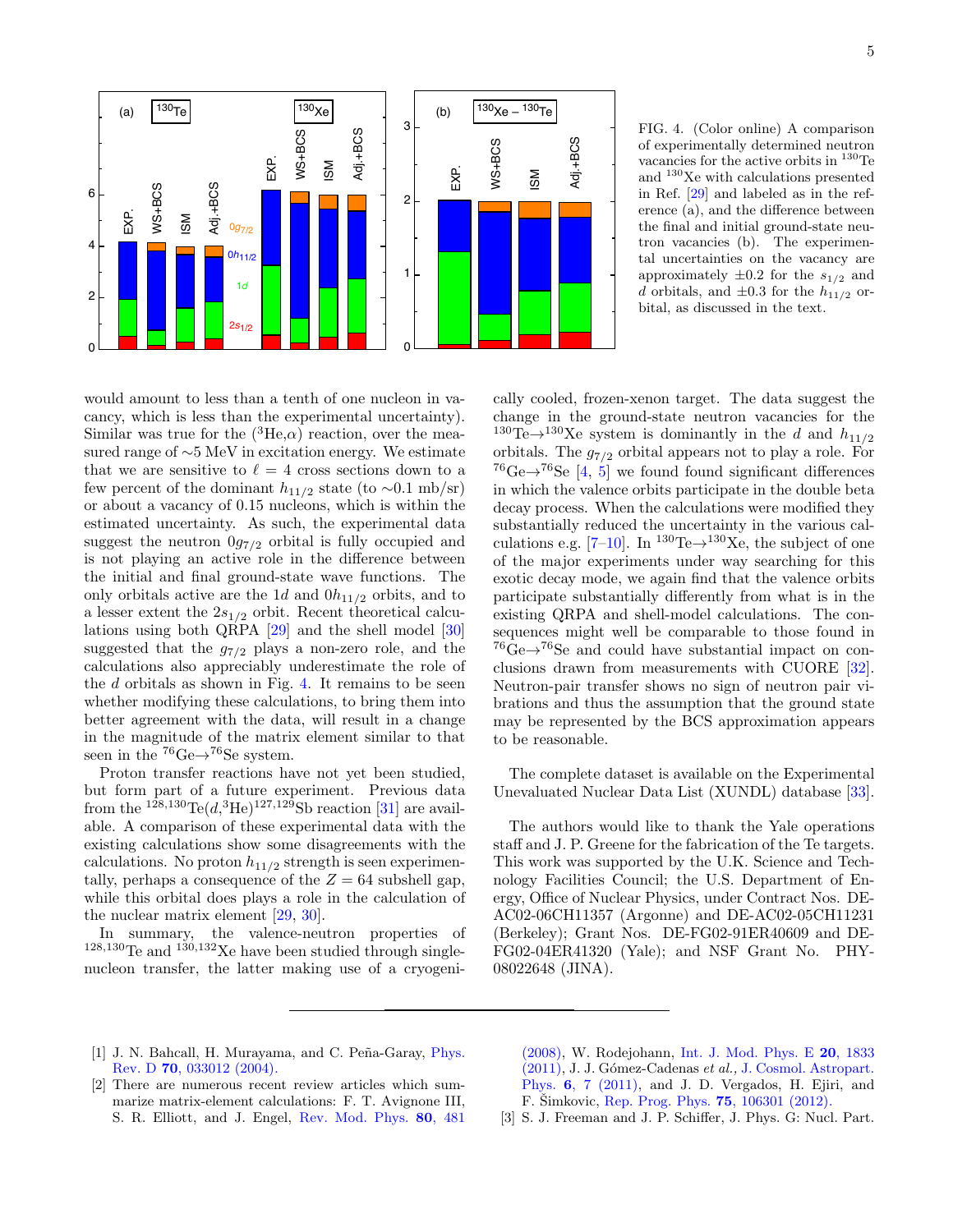FIG. 4. (Color online) A comparison of experimentally determined neutron vacancies for the active orbits in $^{130}$Te and $^{130}$Xe with calculations presented in Ref. [29] and labeled as in the reference (a), and the difference between the final and initial ground-state neutron vacancies (b). The experimental uncertainties on the vacancy are approximately $\pm 0.2$ for the $s_{1/2}$ and $d$ orbitals, and $\pm 0.3$ for the $h_{11/2}$ orbital, as discussed in the text.

would amount to less than a tenth of one nucleon in vacancy, which is less than the experimental uncertainty). Similar was true for the ($^3$He,$\alpha$) reaction, over the measured range of $\sim$5 MeV in excitation energy. We estimate that we are sensitive to $\ell = 4$ cross sections down to a few percent of the dominant $h_{11/2}$ state (to $\sim$0.1 mb/sr) or about a vacancy of 0.15 nucleons, which is within the estimated uncertainty. As such, the experimental data suggest the neutron $0g_{7/2}$ orbital is fully occupied and is not playing an active role in the difference between the initial and final ground-state wave functions. The only orbitals active are the $1d$ and $0h_{11/2}$ orbits, and to a lesser extent the $2s_{1/2}$ orbit. Recent theoretical calculations using both QRPA [29] and the shell model [30] suggested that the $g_{7/2}$ plays a non-zero role, and the calculations also appreciably underestimate the role of the $d$ orbitals as shown in Fig. 4. It remains to be seen whether modifying these calculations, to bring them into better agreement with the data, will result in a change in the magnitude of the matrix element similar to that seen in the $^{76}$Ge$\rightarrow$$^{76}$Se system.

Proton transfer reactions have not yet been studied, but form part of a future experiment. Previous data from the $^{128,130}$Te($d$,$^3$He)$^{127,129}$Sb reaction [31] are available. A comparison of these experimental data with the existing calculations show some disagreements with the calculations. No proton $h_{11/2}$ strength is seen experimentally, perhaps a consequence of the $Z = 64$ subshell gap, while this orbital does plays a role in the calculation of the nuclear matrix element [29, 30].

In summary, the valence-neutron properties of $^{128,130}$Te and $^{130,132}$Xe have been studied through single-nucleon transfer, the latter making use of a cryogenically cooled, frozen-xenon target. The data suggest the change in the ground-state neutron vacancies for the $^{130}$Te$\rightarrow$$^{130}$Xe system is dominantly in the $d$ and $h_{11/2}$ orbitals. The $g_{7/2}$ orbital appears not to play a role. For $^{76}$Ge$\rightarrow$$^{76}$Se [4, 5] we found found significant differences in which the valence orbits participate in the double beta decay process. When the calculations were modified they substantially reduced the uncertainty in the various calculations e.g. [7–10]. In $^{130}$Te$\rightarrow$$^{130}$Xe, the subject of one of the major experiments under way searching for this exotic decay mode, we again find that the valence orbits participate substantially differently from what is in the existing QRPA and shell-model calculations. The consequences might well be comparable to those found in $^{76}$Ge$\rightarrow$$^{76}$Se and could have substantial impact on conclusions drawn from measurements with CUORE [32]. Neutron-pair transfer shows no sign of neutron pair vibrations and thus the assumption that the ground state may be represented by the BCS approximation appears to be reasonable.

The complete dataset is available on the Experimental Unevaluated Nuclear Data List (XUNDL) database [33].

The authors would like to thank the Yale operations staff and J. P. Greene for the fabrication of the Te targets. This work was supported by the U.K. Science and Technology Facilities Council; the U.S. Department of Energy, Office of Nuclear Physics, under Contract Nos. DE-AC02-06CH11357 (Argonne) and DE-AC02-05CH11231 (Berkeley); Grant Nos. DE-FG02-91ER40609 and DE-FG02-04ER41320 (Yale); and NSF Grant No. PHY-08022648 (JINA).

---

[1] J. N. Bahcall, H. Murayama, and C. Peña-Garay, Phys. Rev. D **70**, 033012 (2004).

[2] There are numerous recent review articles which summarize matrix-element calculations: F. T. Avignone III, S. R. Elliott, and J. Engel, Rev. Mod. Phys. **80**, 481 (2008), W. Rodejohann, Int. J. Mod. Phys. E **20**, 1833 (2011), J. J. Gómez-Cadenas *et al.,* J. Cosmol. Astropart. Phys. **6**, 7 (2011), and J. D. Vergados, H. Ejiri, and F. Šimkovic, Rep. Prog. Phys. **75**, 106301 (2012).

[3] S. J. Freeman and J. P. Schiffer, J. Phys. G: Nucl. Part.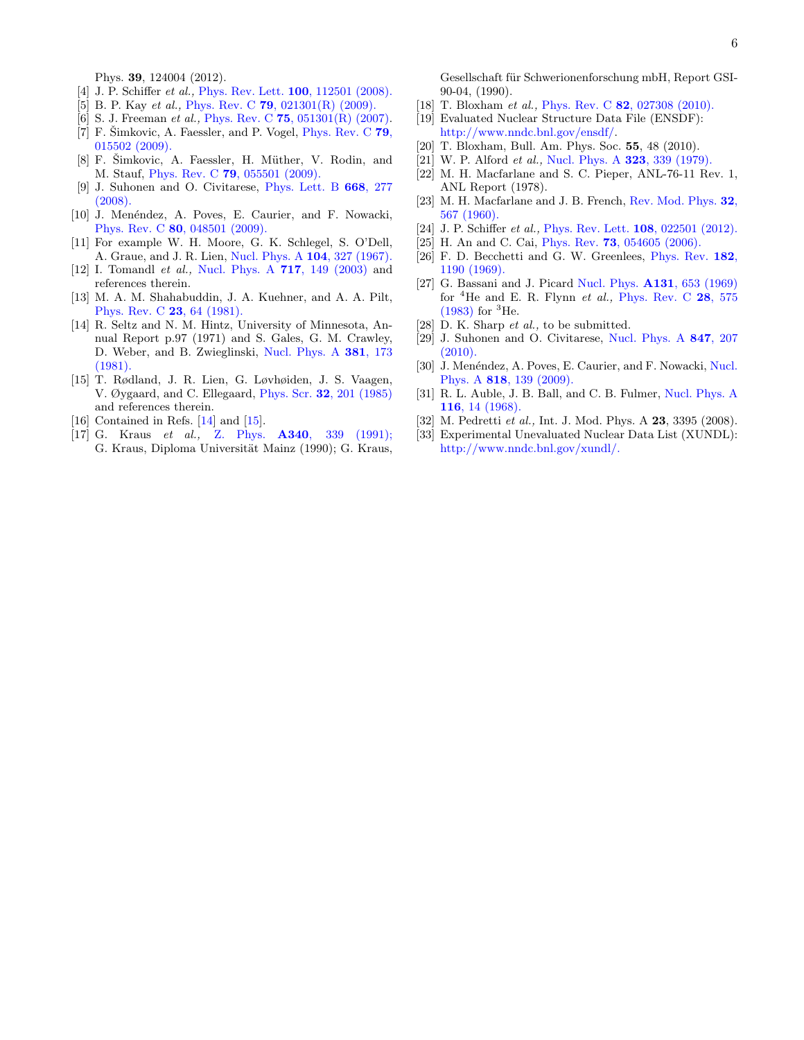Phys. **39**, 124004 (2012).

- [4] J. P. Schiffer *et al.,* Phys. Rev. Lett. **100**, 112501 (2008).
- [5] B. P. Kay *et al.,* Phys. Rev. C **79**, 021301(R) (2009).
- [6] S. J. Freeman *et al.,* Phys. Rev. C **75**, 051301(R) (2007).
- [7] F. Šimkovic, A. Faessler, and P. Vogel, Phys. Rev. C **79**, 015502 (2009).
- [8] F. Šimkovic, A. Faessler, H. Müther, V. Rodin, and M. Stauf, Phys. Rev. C **79**, 055501 (2009).
- [9] J. Suhonen and O. Civitarese, Phys. Lett. B **668**, 277 (2008).
- [10] J. Menéndez, A. Poves, E. Caurier, and F. Nowacki, Phys. Rev. C **80**, 048501 (2009).
- [11] For example W. H. Moore, G. K. Schlegel, S. O'Dell, A. Graue, and J. R. Lien, Nucl. Phys. A **104**, 327 (1967).
- [12] I. Tomandl *et al.,* Nucl. Phys. A **717**, 149 (2003) and references therein.
- [13] M. A. M. Shahabuddin, J. A. Kuehner, and A. A. Pilt, Phys. Rev. C **23**, 64 (1981).
- [14] R. Seltz and N. M. Hintz, University of Minnesota, Annual Report p.97 (1971) and S. Gales, G. M. Crawley, D. Weber, and B. Zwieglinski, Nucl. Phys. A **381**, 173 (1981).
- [15] T. Rødland, J. R. Lien, G. Løvhøiden, J. S. Vaagen, V. Øygaard, and C. Ellegaard, Phys. Scr. **32**, 201 (1985) and references therein.
- [16] Contained in Refs. [14] and [15].
- [17] G. Kraus *et al.,* Z. Phys. **A340**, 339 (1991); G. Kraus, Diploma Universität Mainz (1990); G. Kraus, Gesellschaft für Schwerionenforschung mbH, Report GSI-90-04, (1990).
- [18] T. Bloxham *et al.,* Phys. Rev. C **82**, 027308 (2010).
- [19] Evaluated Nuclear Structure Data File (ENSDF): http://www.nndc.bnl.gov/ensdf/.
- [20] T. Bloxham, Bull. Am. Phys. Soc. **55**, 48 (2010).
- [21] W. P. Alford *et al.,* Nucl. Phys. A **323**, 339 (1979).
- [22] M. H. Macfarlane and S. C. Pieper, ANL-76-11 Rev. 1, ANL Report (1978).
- [23] M. H. Macfarlane and J. B. French, Rev. Mod. Phys. **32**, 567 (1960).
- [24] J. P. Schiffer *et al.,* Phys. Rev. Lett. **108**, 022501 (2012).
- [25] H. An and C. Cai, Phys. Rev. **73**, 054605 (2006).
- [26] F. D. Becchetti and G. W. Greenlees, Phys. Rev. **182**, 1190 (1969).
- [27] G. Bassani and J. Picard Nucl. Phys. **A131**, 653 (1969) for $^{4}$He and E. R. Flynn *et al.,* Phys. Rev. C **28**, 575 (1983) for $^{3}$He.
- [28] D. K. Sharp *et al.,* to be submitted.
- [29] J. Suhonen and O. Civitarese, Nucl. Phys. A **847**, 207 (2010).
- [30] J. Menéndez, A. Poves, E. Caurier, and F. Nowacki, Nucl. Phys. A **818**, 139 (2009).
- [31] R. L. Auble, J. B. Ball, and C. B. Fulmer, Nucl. Phys. A **116**, 14 (1968).
- [32] M. Pedretti *et al.,* Int. J. Mod. Phys. A **23**, 3395 (2008).
- [33] Experimental Unevaluated Nuclear Data List (XUNDL): http://www.nndc.bnl.gov/xundl/.